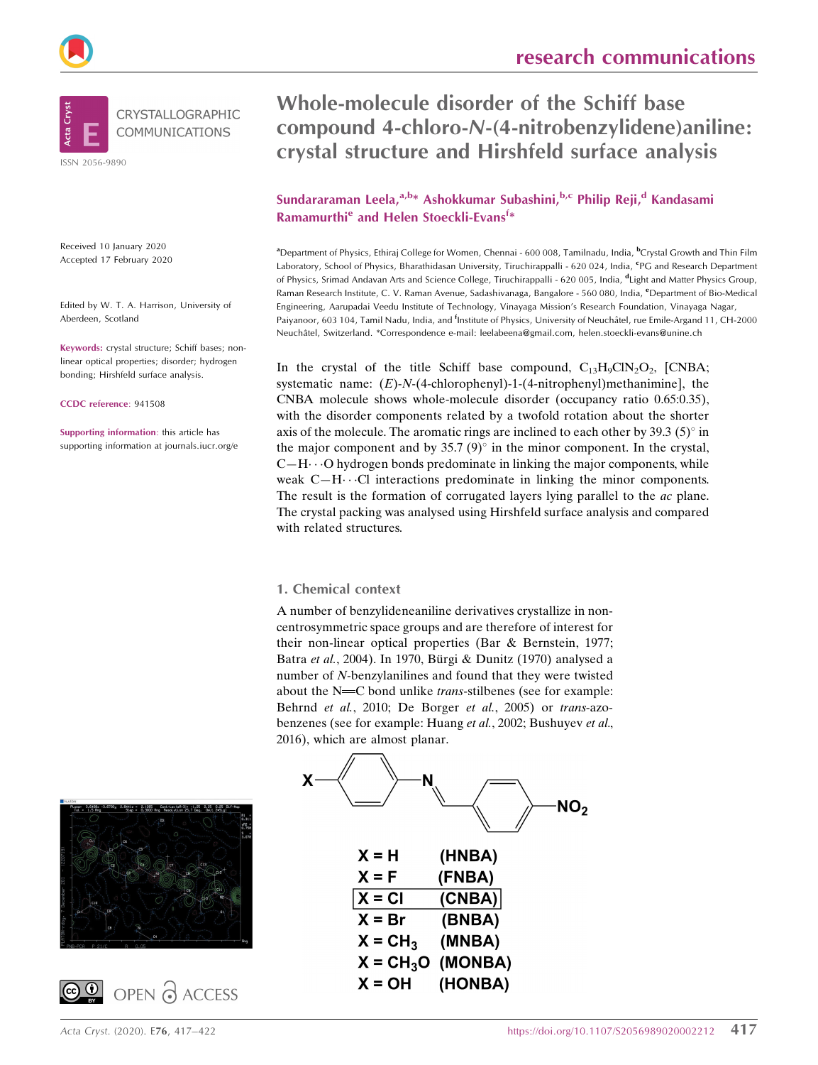# Whole-molecule disorder of the Schiff base compound 4-chloro-*N*-(4-nitrobenzylidene)aniline: crystal structure and Hirshfeld surface analysis

**Sundararaman Leela,[a,b]* Ashokkumar Subashini,[b,c] Philip Reji,[d] Kandasami Ramamurthi[e] and Helen Stoeckli-Evans[f]***

[a]Department of Physics, Ethiraj College for Women, Chennai - 600 008, Tamilnadu, India, [b]Crystal Growth and Thin Film Laboratory, School of Physics, Bharathidasan University, Tiruchirappalli - 620 024, India, [c]PG and Research Department of Physics, Srimad Andavan Arts and Science College, Tiruchirappalli - 620 005, India, [d]Light and Matter Physics Group, Raman Research Institute, C. V. Raman Avenue, Sadashivanaga, Bangalore - 560 080, India, [e]Department of Bio-Medical Engineering, Aarupadai Veedu Institute of Technology, Vinayaga Mission's Research Foundation, Vinayaga Nagar, Paiyanoor, 603 104, Tamil Nadu, India, and [f]Institute of Physics, University of Neuchâtel, rue Emile-Argand 11, CH-2000 Neuchâtel, Switzerland. *Correspondence e-mail: leelabeena@gmail.com, helen.stoeckli-evans@unine.ch

CRYSTALLOGRAPHIC COMMUNICATIONS

ISSN 2056-9890

Received 10 January 2020
Accepted 17 February 2020

Edited by W. T. A. Harrison, University of Aberdeen, Scotland

**Keywords:** crystal structure; Schiff bases; non-linear optical properties; disorder; hydrogen bonding; Hirshfeld surface analysis.

**CCDC reference**: 941508

**Supporting information**: this article has supporting information at journals.iucr.org/e

In the crystal of the title Schiff base compound, $C_{13}H_9ClN_2O_2$, [CNBA; systematic name: (*E*)-*N*-(4-chlorophenyl)-1-(4-nitrophenyl)methanimine], the CNBA molecule shows whole-molecule disorder (occupancy ratio 0.65:0.35), with the disorder components related by a twofold rotation about the shorter axis of the molecule. The aromatic rings are inclined to each other by 39.3 (5)° in the major component and by 35.7 (9)° in the minor component. In the crystal, C—H···O hydrogen bonds predominate in linking the major components, while weak C—H···Cl interactions predominate in linking the minor components. The result is the formation of corrugated layers lying parallel to the *ac* plane. The crystal packing was analysed using Hirshfeld surface analysis and compared with related structures.

## 1. Chemical context

A number of benzylideneaniline derivatives crystallize in non-centrosymmetric space groups and are therefore of interest for their non-linear optical properties (Bar & Bernstein, 1977; Batra *et al.*, 2004). In 1970, Bürgi & Dunitz (1970) analysed a number of *N*-benzylanilines and found that they were twisted about the N=C bond unlike *trans*-stilbenes (see for example: Behrnd *et al.*, 2010; De Borger *et al.*, 2005) or *trans*-azobenzenes (see for example: Huang *et al.*, 2002; Bushuyev *et al.*, 2016), which are almost planar.

X = H (HNBA)
X = F (FNBA)
X = Cl (CNBA)
X = Br (BNBA)
X = $CH_3$ (MNBA)
X = $CH_3O$ (MONBA)
X = OH (HONBA)

OPEN ACCESS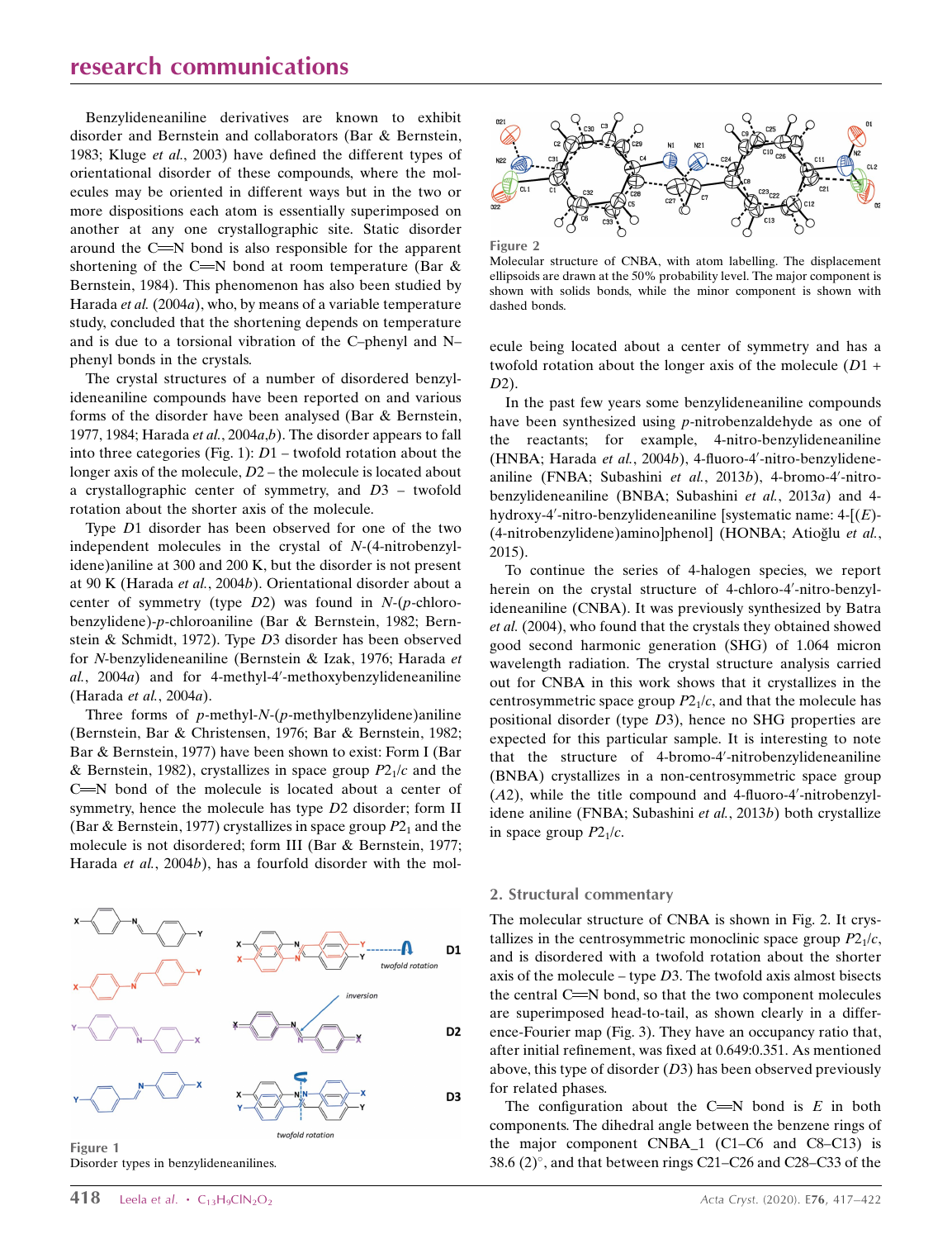Benzylideneaniline derivatives are known to exhibit disorder and Bernstein and collaborators (Bar & Bernstein, 1983; Kluge *et al.*, 2003) have defined the different types of orientational disorder of these compounds, where the molecules may be oriented in different ways but in the two or more dispositions each atom is essentially superimposed on another at any one crystallographic site. Static disorder around the C=N bond is also responsible for the apparent shortening of the C=N bond at room temperature (Bar & Bernstein, 1984). This phenomenon has also been studied by Harada *et al.* (2004*a*), who, by means of a variable temperature study, concluded that the shortening depends on temperature and is due to a torsional vibration of the C–phenyl and N–phenyl bonds in the crystals.

The crystal structures of a number of disordered benzylideneaniline compounds have been reported on and various forms of the disorder have been analysed (Bar & Bernstein, 1977, 1984; Harada *et al.*, 2004*a*,*b*). The disorder appears to fall into three categories (Fig. 1): *D*1 – twofold rotation about the longer axis of the molecule, *D*2 – the molecule is located about a crystallographic center of symmetry, and *D*3 – twofold rotation about the shorter axis of the molecule.

Type *D*1 disorder has been observed for one of the two independent molecules in the crystal of *N*-(4-nitrobenzylidene)aniline at 300 and 200 K, but the disorder is not present at 90 K (Harada *et al.*, 2004*b*). Orientational disorder about a center of symmetry (type *D*2) was found in *N*-(*p*-chlorobenzylidene)-*p*-chloroaniline (Bar & Bernstein, 1982; Bernstein & Schmidt, 1972). Type *D*3 disorder has been observed for *N*-benzylideneaniline (Bernstein & Izak, 1976; Harada *et al.*, 2004*a*) and for 4-methyl-4′-methoxybenzylideneaniline (Harada *et al.*, 2004*a*).

Three forms of *p*-methyl-*N*-(*p*-methylbenzylidene)aniline (Bernstein, Bar & Christensen, 1976; Bar & Bernstein, 1982; Bar & Bernstein, 1977) have been shown to exist: Form I (Bar & Bernstein, 1982), crystallizes in space group $P2_1/c$ and the C=N bond of the molecule is located about a center of symmetry, hence the molecule has type *D*2 disorder; form II (Bar & Bernstein, 1977) crystallizes in space group $P2_1$ and the molecule is not disordered; form III (Bar & Bernstein, 1977; Harada *et al.*, 2004*b*), has a fourfold disorder with the molecule being located about a center of symmetry and has a twofold rotation about the longer axis of the molecule (*D*1 + *D*2).

Figure 1
Disorder types in benzylideneanilines.

Figure 2
Molecular structure of CNBA, with atom labelling. The displacement ellipsoids are drawn at the 50% probability level. The major component is shown with solids bonds, while the minor component is shown with dashed bonds.

In the past few years some benzylideneaniline compounds have been synthesized using *p*-nitrobenzaldehyde as one of the reactants; for example, 4-nitro-benzylideneaniline (HNBA; Harada *et al.*, 2004*b*), 4-fluoro-4′-nitro-benzylideneaniline (FNBA; Subashini *et al.*, 2013*b*), 4-bromo-4′-nitrobenzylideneaniline (BNBA; Subashini *et al.*, 2013*a*) and 4-hydroxy-4′-nitro-benzylideneaniline [systematic name: 4-[(*E*)-(4-nitrobenzylidene)amino]phenol] (HONBA; Atioğlu *et al.*, 2015).

To continue the series of 4-halogen species, we report herein on the crystal structure of 4-chloro-4′-nitro-benzylideneaniline (CNBA). It was previously synthesized by Batra *et al.* (2004), who found that the crystals they obtained showed good second harmonic generation (SHG) of 1.064 micron wavelength radiation. The crystal structure analysis carried out for CNBA in this work shows that it crystallizes in the centrosymmetric space group $P2_1/c$, and that the molecule has positional disorder (type *D*3), hence no SHG properties are expected for this particular sample. It is interesting to note that the structure of 4-bromo-4′-nitrobenzylideneaniline (BNBA) crystallizes in a non-centrosymmetric space group (*A*2), while the title compound and 4-fluoro-4′-nitrobenzylidene aniline (FNBA; Subashini *et al.*, 2013*b*) both crystallize in space group $P2_1/c$.

## 2. Structural commentary

The molecular structure of CNBA is shown in Fig. 2. It crystallizes in the centrosymmetric monoclinic space group $P2_1/c$, and is disordered with a twofold rotation about the shorter axis of the molecule – type *D*3. The twofold axis almost bisects the central C=N bond, so that the two component molecules are superimposed head-to-tail, as shown clearly in a difference-Fourier map (Fig. 3). They have an occupancy ratio that, after initial refinement, was fixed at 0.649:0.351. As mentioned above, this type of disorder (*D*3) has been observed previously for related phases.

The configuration about the C=N bond is *E* in both components. The dihedral angle between the benzene rings of the major component CNBA_1 (C1–C6 and C8–C13) is 38.6 (2)°, and that between rings C21–C26 and C28–C33 of the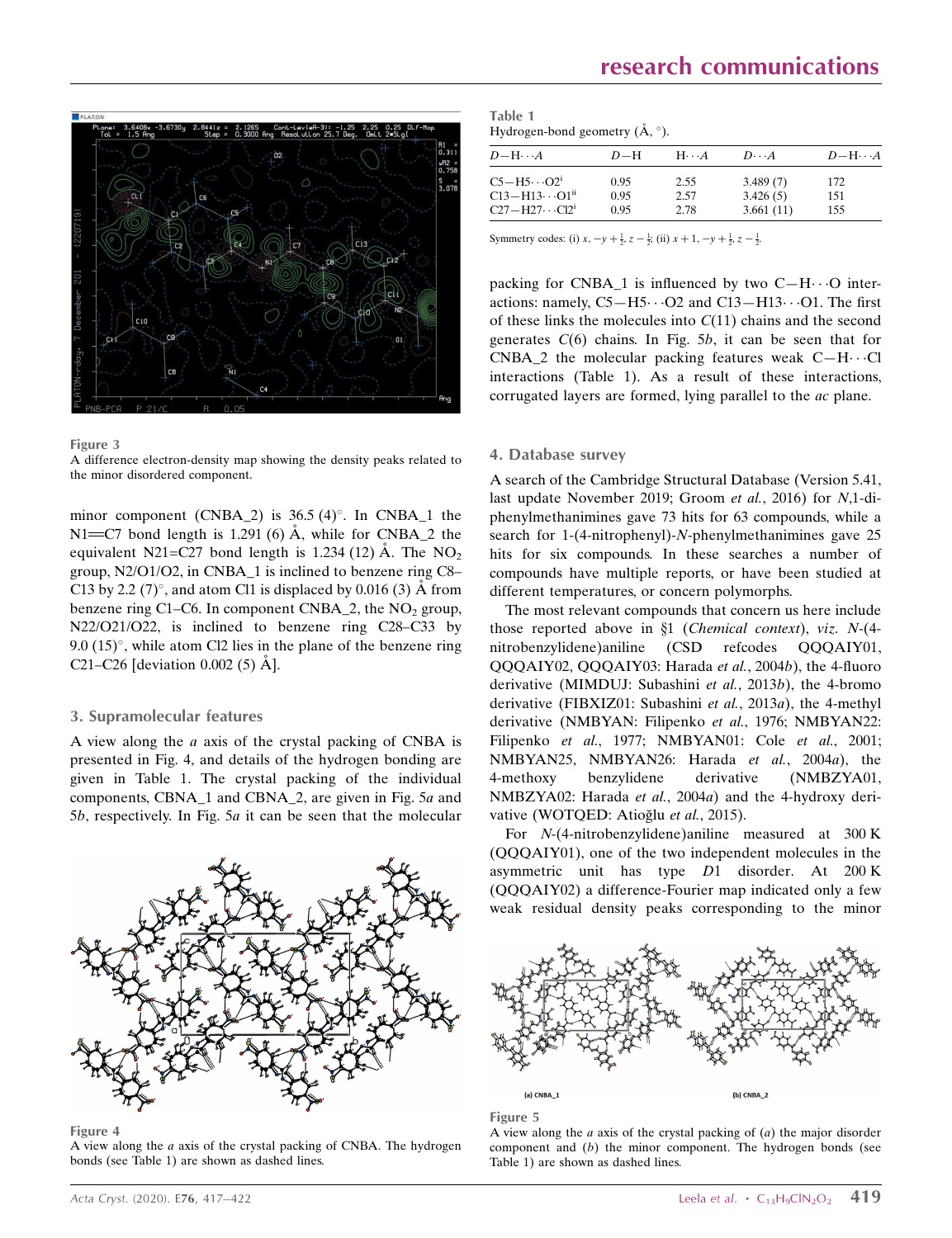Figure 3
A difference electron-density map showing the density peaks related to the minor disordered component.

minor component (CNBA_2) is 36.5 (4)°. In CNBA_1 the N1=C7 bond length is 1.291 (6) Å, while for CNBA_2 the equivalent N21=C27 bond length is 1.234 (12) Å. The $NO_2$ group, N2/O1/O2, in CNBA_1 is inclined to benzene ring C8–C13 by 2.2 (7)°, and atom Cl1 is displaced by 0.016 (3) Å from benzene ring C1–C6. In component CNBA_2, the $NO_2$ group, N22/O21/O22, is inclined to benzene ring C28–C33 by 9.0 (15)°, while atom Cl2 lies in the plane of the benzene ring C21–C26 [deviation 0.002 (5) Å].

## 3. Supramolecular features

A view along the *a* axis of the crystal packing of CNBA is presented in Fig. 4, and details of the hydrogen bonding are given in Table 1. The crystal packing of the individual components, CBNA_1 and CBNA_2, are given in Fig. 5*a* and 5*b*, respectively. In Fig. 5*a* it can be seen that the molecular packing for CNBA_1 is influenced by two C—H⋯O interactions; namely, C5—H5⋯O2 and C13—H13⋯O1. The first of these links the molecules into *C*(11) chains and the second generates *C*(6) chains. In Fig. 5*b*, it can be seen that for CNBA_2 the molecular packing features weak C—H⋯Cl interactions (Table 1). As a result of these interactions, corrugated layers are formed, lying parallel to the *ac* plane.

Figure 4
A view along the *a* axis of the crystal packing of CNBA. The hydrogen bonds (see Table 1) are shown as dashed lines.

Table 1
Hydrogen-bond geometry (Å, °).

| *D*—H⋯*A* | *D*—H | H⋯*A* | *D*⋯*A* | *D*—H⋯*A* |
|---|---|---|---|---|
| C5—H5⋯O2[i] | 0.95 | 2.55 | 3.489 (7) | 172 |
| C13—H13⋯O1[ii] | 0.95 | 2.57 | 3.426 (5) | 151 |
| C27—H27⋯Cl2[i] | 0.95 | 2.78 | 3.661 (11) | 155 |

Symmetry codes: (i) $x, -y + \frac{1}{2}, z - \frac{1}{2}$; (ii) $x + 1, -y + \frac{1}{2}, z - \frac{1}{2}$.

## 4. Database survey

A search of the Cambridge Structural Database (Version 5.41, last update November 2019; Groom *et al.*, 2016) for *N*,1-diphenylmethanimines gave 73 hits for 63 compounds, while a search for 1-(4-nitrophenyl)-*N*-phenylmethanimines gave 25 hits for six compounds. In these searches a number of compounds have multiple reports, or have been studied at different temperatures, or concern polymorphs.

The most relevant compounds that concern us here include those reported above in §1 (*Chemical context*), *viz*. *N*-(4-nitrobenzylidene)aniline (CSD refcodes QOQAIY01, QOQAIY02, QOQAIY03: Harada *et al.*, 2004*b*), the 4-fluoro derivative (MIMDUJ: Subashini *et al.*, 2013*b*), the 4-bromo derivative (FIBXIZ01: Subashini *et al.*, 2013*a*), the 4-methyl derivative (NMBYAN: Filipenko *et al.*, 1976; NMBYAN22: Filipenko *et al.*, 1977; NMBYAN01: Cole *et al.*, 2001; NMBYAN25, NMBYAN26: Harada *et al.*, 2004*a*), the 4-methoxy benzylidene derivative (NMBZYA01, NMBZYA02: Harada *et al.*, 2004*a*) and the 4-hydroxy derivative (WOTQED: Atioğlu *et al.*, 2015).

For *N*-(4-nitrobenzylidene)aniline measured at 300 K (QOQAIY01), one of the two independent molecules in the asymmetric unit has type *D*1 disorder. At 200 K (QOQAIY02) a difference-Fourier map indicated only a few weak residual density peaks corresponding to the minor

Figure 5
A view along the *a* axis of the crystal packing of (*a*) the major disorder component and (*b*) the minor component. The hydrogen bonds (see Table 1) are shown as dashed lines.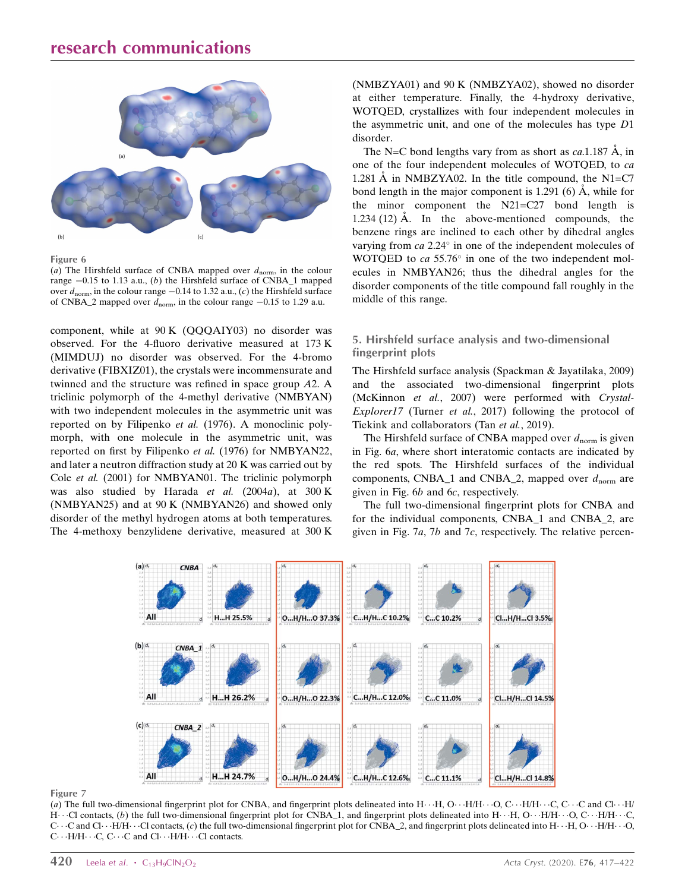Figure 6

(*a*) The Hirshfeld surface of CNBA mapped over $d_{norm}$, in the colour range −0.15 to 1.13 a.u., (*b*) the Hirshfeld surface of CNBA_1 mapped over $d_{norm}$, in the colour range −0.14 to 1.32 a.u., (*c*) the Hirshfeld surface of CNBA_2 mapped over $d_{norm}$, in the colour range −0.15 to 1.29 a.u.

component, while at 90 K (QQQAIY03) no disorder was observed. For the 4-fluoro derivative measured at 173 K (MIMDUJ) no disorder was observed. For the 4-bromo derivative (FIBXIZ01), the crystals were incommensurate and twinned and the structure was refined in space group *A*2. A triclinic polymorph of the 4-methyl derivative (NMBYAN) with two independent molecules in the asymmetric unit was reported on by Filipenko *et al.* (1976). A monoclinic polymorph, with one molecule in the asymmetric unit, was reported on first by Filipenko *et al.* (1976) for NMBYAN22, and later a neutron diffraction study at 20 K was carried out by Cole *et al.* (2001) for NMBYAN01. The triclinic polymorph was also studied by Harada *et al.* (2004*a*), at 300 K (NMBYAN25) and at 90 K (NMBYAN26) and showed only disorder of the methyl hydrogen atoms at both temperatures. The 4-methoxy benzylidene derivative, measured at 300 K (NMBZYA01) and 90 K (NMBZYA02), showed no disorder at either temperature. Finally, the 4-hydroxy derivative, WOTQED, crystallizes with four independent molecules in the asymmetric unit, and one of the molecules has type *D*1 disorder.

The N=C bond lengths vary from as short as *ca*.1.187 Å, in one of the four independent molecules of WOTQED, to *ca* 1.281 Å in NMBZYA02. In the title compound, the N1=C7 bond length in the major component is 1.291 (6) Å, while for the minor component the N21=C27 bond length is 1.234 (12) Å. In the above-mentioned compounds, the benzene rings are inclined to each other by dihedral angles varying from *ca* 2.24° in one of the independent molecules of WOTQED to *ca* 55.76° in one of the two independent molecules in NMBYAN26; thus the dihedral angles for the disorder components of the title compound fall roughly in the middle of this range.

## 5. Hirshfeld surface analysis and two-dimensional fingerprint plots

The Hirshfeld surface analysis (Spackman & Jayatilaka, 2009) and the associated two-dimensional fingerprint plots (McKinnon *et al.*, 2007) were performed with *CrystalExplorer17* (Turner *et al.*, 2017) following the protocol of Tiekink and collaborators (Tan *et al.*, 2019).

The Hirshfeld surface of CNBA mapped over $d_{norm}$ is given in Fig. 6*a*, where short interatomic contacts are indicated by the red spots. The Hirshfeld surfaces of the individual components, CNBA_1 and CNBA_2, mapped over $d_{norm}$ are given in Fig. 6*b* and 6*c*, respectively.

The full two-dimensional fingerprint plots for CNBA and for the individual components, CNBA_1 and CNBA_2, are given in Fig. 7*a*, 7*b* and 7*c*, respectively. The relative percen-

Figure 7

(*a*) The full two-dimensional fingerprint plot for CNBA, and fingerprint plots delineated into H⋯H, O⋯H/H⋯O, C⋯H/H⋯C, C⋯C and Cl⋯H/H⋯Cl contacts, (*b*) the full two-dimensional fingerprint plot for CNBA_1, and fingerprint plots delineated into H⋯H, O⋯H/H⋯O, C⋯H/H⋯C, C⋯C and Cl⋯H/H⋯Cl contacts, (*c*) the full two-dimensional fingerprint plot for CNBA_2, and fingerprint plots delineated into H⋯H, O⋯H/H⋯O, C⋯H/H⋯C, C⋯C and Cl⋯H/H⋯Cl contacts.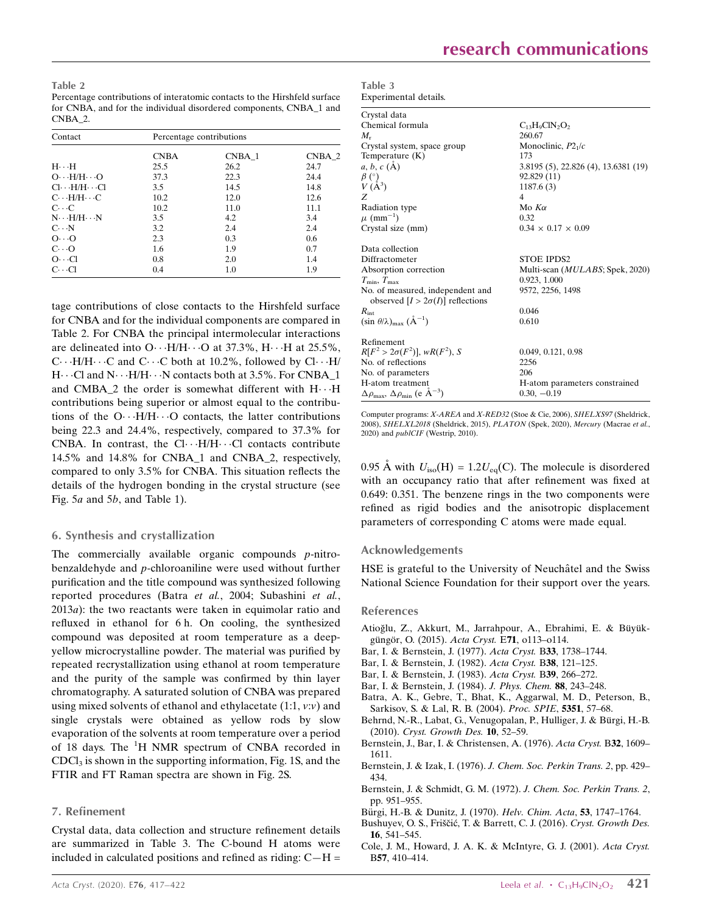**Table 2**
Percentage contributions of interatomic contacts to the Hirshfeld surface for CNBA, and for the individual disordered components, CNBA_1 and CNBA_2.

| Contact | Percentage contributions | | |
|---|---|---|---|
| | CNBA | CNBA_1 | CNBA_2 |
| H···H | 25.5 | 26.2 | 24.7 |
| O···H/H···O | 37.3 | 22.3 | 24.4 |
| Cl···H/H···Cl | 3.5 | 14.5 | 14.8 |
| C···H/H···C | 10.2 | 12.0 | 12.6 |
| C···C | 10.2 | 11.0 | 11.1 |
| N···H/H···N | 3.5 | 4.2 | 3.4 |
| C···N | 3.2 | 2.4 | 2.4 |
| O···O | 2.3 | 0.3 | 0.6 |
| C···O | 1.6 | 1.9 | 0.7 |
| O···Cl | 0.8 | 2.0 | 1.4 |
| C···Cl | 0.4 | 1.0 | 1.9 |

tage contributions of close contacts to the Hirshfeld surface for CNBA and for the individual components are compared in Table 2. For CNBA the principal intermolecular interactions are delineated into O···H/H···O at 37.3%, H···H at 25.5%, C···H/H···C and C···C both at 10.2%, followed by Cl···H/H···Cl and N···H/H···N contacts both at 3.5%. For CNBA_1 and CMBA_2 the order is somewhat different with H···H contributions being superior or almost equal to the contributions of the O···H/H···O contacts, the latter contributions being 22.3 and 24.4%, respectively, compared to 37.3% for CNBA. In contrast, the Cl···H/H···Cl contacts contribute 14.5% and 14.8% for CNBA_1 and CNBA_2, respectively, compared to only 3.5% for CNBA. This situation reflects the details of the hydrogen bonding in the crystal structure (see Fig. 5*a* and 5*b*, and Table 1).

## 6. Synthesis and crystallization

The commercially available organic compounds *p*-nitrobenzaldehyde and *p*-chloroaniline were used without further purification and the title compound was synthesized following reported procedures (Batra *et al.*, 2004; Subashini *et al.*, 2013*a*): the two reactants were taken in equimolar ratio and refluxed in ethanol for 6 h. On cooling, the synthesized compound was deposited at room temperature as a deep-yellow microcrystalline powder. The material was purified by repeated recrystallization using ethanol at room temperature and the purity of the sample was confirmed by thin layer chromatography. A saturated solution of CNBA was prepared using mixed solvents of ethanol and ethylacetate (1:1, *v*:*v*) and single crystals were obtained as yellow rods by slow evaporation of the solvents at room temperature over a period of 18 days. The $^{1}$H NMR spectrum of CNBA recorded in $CDCl_3$ is shown in the supporting information, Fig. 1S, and the FTIR and FT Raman spectra are shown in Fig. 2S.

## 7. Refinement

Crystal data, data collection and structure refinement details are summarized in Table 3. The C-bound H atoms were included in calculated positions and refined as riding: C—H = 0.95 Å with $U_{iso}(H) = 1.2U_{eq}(C)$. The molecule is disordered with an occupancy ratio that after refinement was fixed at 0.649: 0.351. The benzene rings in the two components were refined as rigid bodies and the anisotropic displacement parameters of corresponding C atoms were made equal.

**Table 3**
Experimental details.

| | |
|---|---|
| **Crystal data** | |
| Chemical formula | $C_{13}H_9ClN_2O_2$ |
| $M_r$ | 260.67 |
| Crystal system, space group | Monoclinic, $P2_1/c$ |
| Temperature (K) | 173 |
| *a*, *b*, *c* (Å) | 3.8195 (5), 22.826 (4), 13.6381 (19) |
| β (°) | 92.829 (11) |
| *V* (Å$^3$) | 1187.6 (3) |
| *Z* | 4 |
| Radiation type | Mo *K*α |
| μ (mm$^{-1}$) | 0.32 |
| Crystal size (mm) | 0.34 × 0.17 × 0.09 |
| **Data collection** | |
| Diffractometer | STOE IPDS2 |
| Absorption correction | Multi-scan (*MULABS*; Spek, 2020) |
| $T_{min}$, $T_{max}$ | 0.923, 1.000 |
| No. of measured, independent and observed [$I > 2\sigma(I)$] reflections | 9572, 2256, 1498 |
| $R_{int}$ | 0.046 |
| $(\sin \theta/\lambda)_{max}$ (Å$^{-1}$) | 0.610 |
| **Refinement** | |
| $R[F^2 > 2\sigma(F^2)]$, $wR(F^2)$, $S$ | 0.049, 0.121, 0.98 |
| No. of reflections | 2256 |
| No. of parameters | 206 |
| H-atom treatment | H-atom parameters constrained |
| $\Delta\rho_{max}$, $\Delta\rho_{min}$ (e Å$^{-3}$) | 0.30, −0.19 |

Computer programs: *X-AREA* and *X-RED32* (Stoe & Cie, 2006), *SHELXS97* (Sheldrick, 2008), *SHELXL2018* (Sheldrick, 2015), *PLATON* (Spek, 2020), *Mercury* (Macrae *et al.*, 2020) and *publCIF* (Westrip, 2010).

## Acknowledgements

HSE is grateful to the University of Neuchâtel and the Swiss National Science Foundation for their support over the years.

## References

Atioğlu, Z., Akkurt, M., Jarrahpour, A., Ebrahimi, E. & Büyükgüngör, O. (2015). *Acta Cryst.* E**71**, o113–o114.

Bar, I. & Bernstein, J. (1977). *Acta Cryst.* B**33**, 1738–1744.

Bar, I. & Bernstein, J. (1982). *Acta Cryst.* B**38**, 121–125.

Bar, I. & Bernstein, J. (1983). *Acta Cryst.* B**39**, 266–272.

Bar, I. & Bernstein, J. (1984). *J. Phys. Chem.* **88**, 243–248.

Batra, A. K., Gebre, T., Bhat, K., Aggarwal, M. D., Peterson, B., Sarkisov, S. & Lal, R. B. (2004). *Proc. SPIE*, **5351**, 57–68.

Behrnd, N.-R., Labat, G., Venugopalan, P., Hulliger, J. & Bürgi, H.-B. (2010). *Cryst. Growth Des.* **10**, 52–59.

Bernstein, J., Bar, I. & Christensen, A. (1976). *Acta Cryst.* B**32**, 1609–1611.

Bernstein, J. & Izak, I. (1976). *J. Chem. Soc. Perkin Trans. 2*, pp. 429–434.

Bernstein, J. & Schmidt, G. M. (1972). *J. Chem. Soc. Perkin Trans. 2*, pp. 951–955.

Bürgi, H.-B. & Dunitz, J. (1970). *Helv. Chim. Acta*, **53**, 1747–1764.

Bushuyev, O. S., Friščić, T. & Barrett, C. J. (2016). *Cryst. Growth Des.* **16**, 541–545.

Cole, J. M., Howard, J. A. K. & McIntyre, G. J. (2001). *Acta Cryst.* B**57**, 410–414.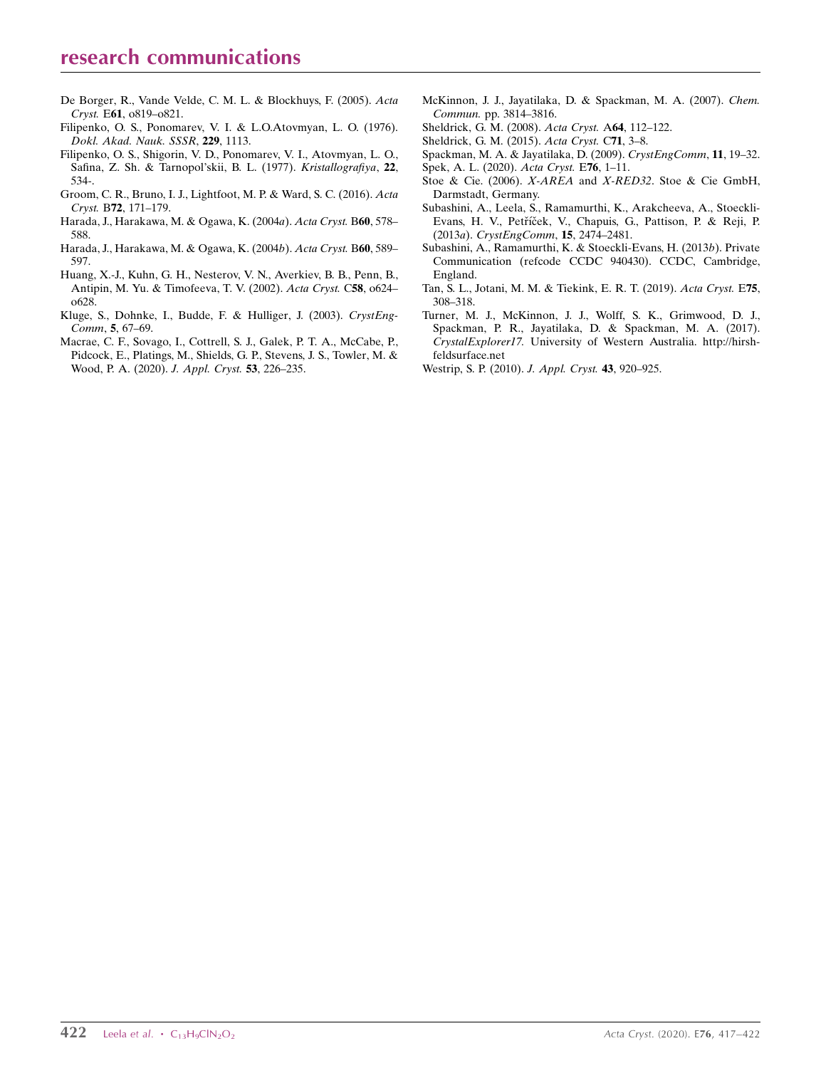De Borger, R., Vande Velde, C. M. L. & Blockhuys, F. (2005). *Acta Cryst.* E**61**, o819–o821.

Filipenko, O. S., Ponomarev, V. I. & L.O.Atovmyan, L. O. (1976). *Dokl. Akad. Nauk. SSSR*, **229**, 1113.

Filipenko, O. S., Shigorin, V. D., Ponomarev, V. I., Atovmyan, L. O., Safina, Z. Sh. & Tarnopol'skii, B. L. (1977). *Kristallografiya*, **22**, 534-.

Groom, C. R., Bruno, I. J., Lightfoot, M. P. & Ward, S. C. (2016). *Acta Cryst.* B**72**, 171–179.

Harada, J., Harakawa, M. & Ogawa, K. (2004*a*). *Acta Cryst.* B**60**, 578–588.

Harada, J., Harakawa, M. & Ogawa, K. (2004*b*). *Acta Cryst.* B**60**, 589–597.

Huang, X.-J., Kuhn, G. H., Nesterov, V. N., Averkiev, B. B., Penn, B., Antipin, M. Yu. & Timofeeva, T. V. (2002). *Acta Cryst.* C**58**, o624–o628.

Kluge, S., Dohnke, I., Budde, F. & Hulliger, J. (2003). *CrystEngComm*, **5**, 67–69.

Macrae, C. F., Sovago, I., Cottrell, S. J., Galek, P. T. A., McCabe, P., Pidcock, E., Platings, M., Shields, G. P., Stevens, J. S., Towler, M. & Wood, P. A. (2020). *J. Appl. Cryst.* **53**, 226–235.

McKinnon, J. J., Jayatilaka, D. & Spackman, M. A. (2007). *Chem. Commun.* pp. 3814–3816.

Sheldrick, G. M. (2008). *Acta Cryst.* A**64**, 112–122.

Sheldrick, G. M. (2015). *Acta Cryst.* C**71**, 3–8.

Spackman, M. A. & Jayatilaka, D. (2009). *CrystEngComm*, **11**, 19–32.

Spek, A. L. (2020). *Acta Cryst.* E**76**, 1–11.

Stoe & Cie. (2006). *X-AREA* and *X-RED32*. Stoe & Cie GmbH, Darmstadt, Germany.

Subashini, A., Leela, S., Ramamurthi, K., Arakcheeva, A., Stoeckli-Evans, H. V., Petříček, V., Chapuis, G., Pattison, P. & Reji, P. (2013*a*). *CrystEngComm*, **15**, 2474–2481.

Subashini, A., Ramamurthi, K. & Stoeckli-Evans, H. (2013*b*). Private Communication (refcode CCDC 940430). CCDC, Cambridge, England.

Tan, S. L., Jotani, M. M. & Tiekink, E. R. T. (2019). *Acta Cryst.* E**75**, 308–318.

Turner, M. J., McKinnon, J. J., Wolff, S. K., Grimwood, D. J., Spackman, P. R., Jayatilaka, D. & Spackman, M. A. (2017). *CrystalExplorer17*. University of Western Australia. http://hirshfeldsurface.net

Westrip, S. P. (2010). *J. Appl. Cryst.* **43**, 920–925.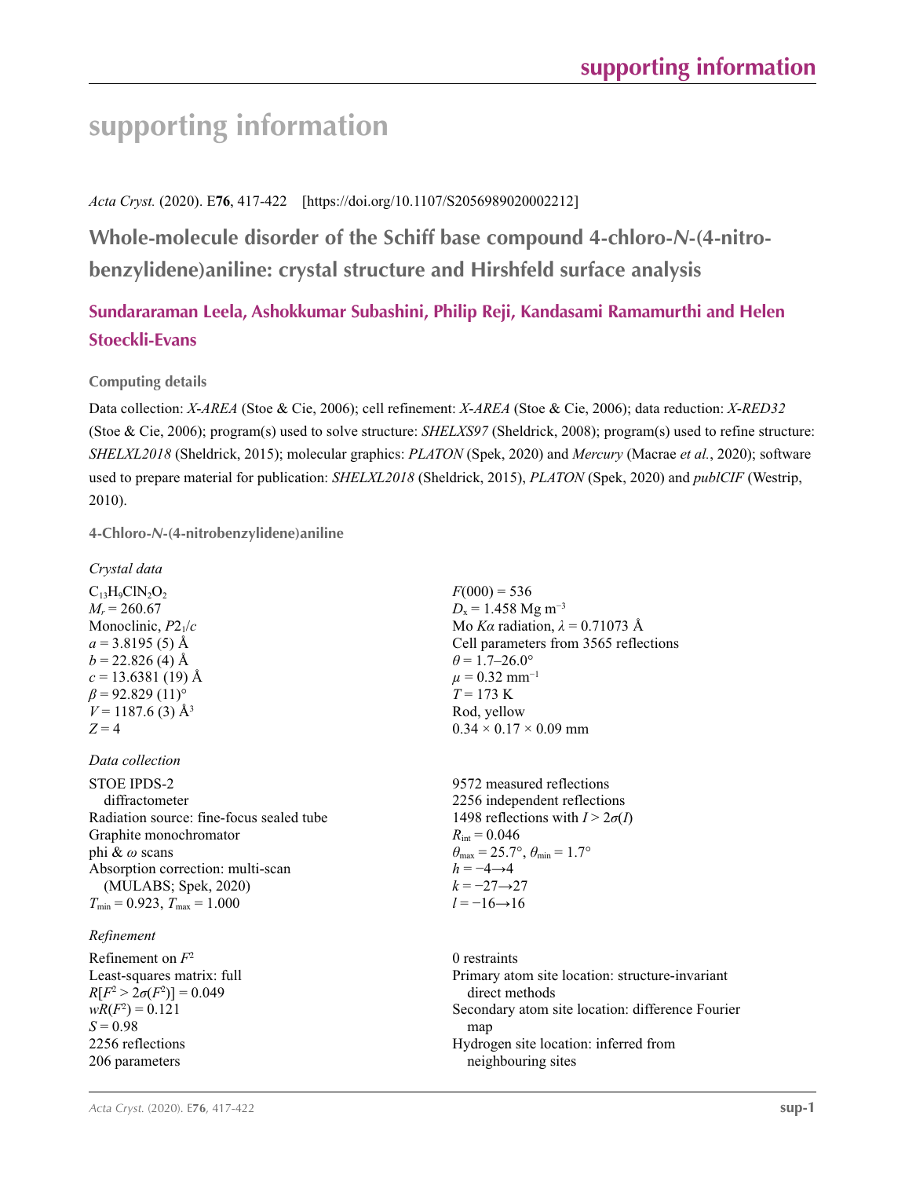# supporting information

*Acta Cryst.* (2020). E**76**, 417-422 [https://doi.org/10.1107/S2056989020002212]

## Whole-molecule disorder of the Schiff base compound 4-chloro-*N*-(4-nitrobenzylidene)aniline: crystal structure and Hirshfeld surface analysis

### Sundararaman Leela, Ashokkumar Subashini, Philip Reji, Kandasami Ramamurthi and Helen Stoeckli-Evans

#### Computing details

Data collection: *X-AREA* (Stoe & Cie, 2006); cell refinement: *X-AREA* (Stoe & Cie, 2006); data reduction: *X-RED32* (Stoe & Cie, 2006); program(s) used to solve structure: *SHELXS97* (Sheldrick, 2008); program(s) used to refine structure: *SHELXL2018* (Sheldrick, 2015); molecular graphics: *PLATON* (Spek, 2020) and *Mercury* (Macrae *et al.*, 2020); software used to prepare material for publication: *SHELXL2018* (Sheldrick, 2015), *PLATON* (Spek, 2020) and *publCIF* (Westrip, 2010).

#### 4-Chloro-*N*-(4-nitrobenzylidene)aniline

*Crystal data*

$C_{13}H_9ClN_2O_2$
$M_r = 260.67$
Monoclinic, $P2_1/c$
$a = 3.8195$ (5) Å
$b = 22.826$ (4) Å
$c = 13.6381$ (19) Å
$\beta = 92.829$ (11)°
$V = 1187.6$ (3) Å$^3$
$Z = 4$
$F(000) = 536$
$D_x = 1.458$ Mg m$^{-3}$
Mo $K\alpha$ radiation, $\lambda = 0.71073$ Å
Cell parameters from 3565 reflections
$\theta = 1.7$–$26.0°$
$\mu = 0.32$ mm$^{-1}$
$T = 173$ K
Rod, yellow
$0.34 \times 0.17 \times 0.09$ mm

*Data collection*

STOE IPDS-2 diffractometer
Radiation source: fine-focus sealed tube
Graphite monochromator
phi & $\omega$ scans
Absorption correction: multi-scan (MULABS; Spek, 2020)
$T_{min} = 0.923$, $T_{max} = 1.000$
9572 measured reflections
2256 independent reflections
1498 reflections with $I > 2\sigma(I)$
$R_{int} = 0.046$
$\theta_{max} = 25.7°$, $\theta_{min} = 1.7°$
$h = -4 \rightarrow 4$
$k = -27 \rightarrow 27$
$l = -16 \rightarrow 16$

*Refinement*

Refinement on $F^2$
Least-squares matrix: full
$R[F^2 > 2\sigma(F^2)] = 0.049$
$wR(F^2) = 0.121$
$S = 0.98$
2256 reflections
206 parameters
0 restraints
Primary atom site location: structure-invariant direct methods
Secondary atom site location: difference Fourier map
Hydrogen site location: inferred from neighbouring sites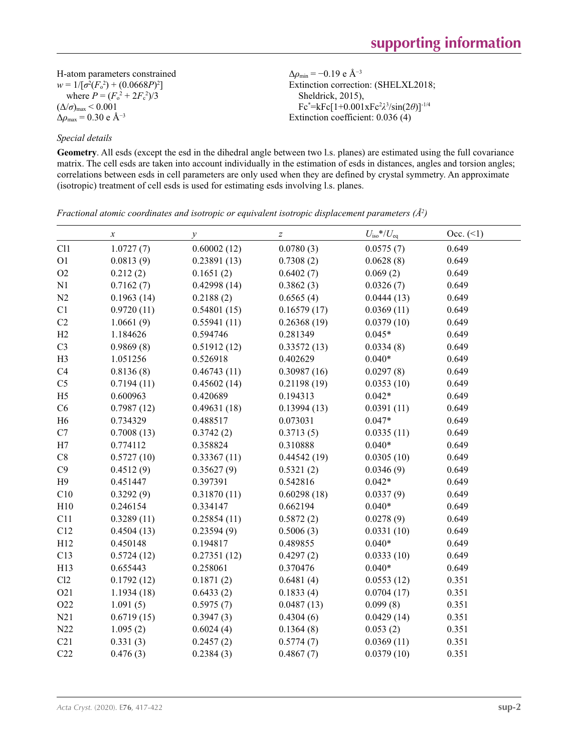H-atom parameters constrained
$w = 1/[\sigma^2(F_o^2) + (0.0668P)^2]$
where $P = (F_o^2 + 2F_c^2)/3$
$(\Delta/\sigma)_{max} < 0.001$
$\Delta\rho_{max} = 0.30$ e Å$^{-3}$
$\Delta\rho_{min} = -0.19$ e Å$^{-3}$
Extinction correction: (SHELXL2018; Sheldrick, 2015), Fc$^*$=kFc[1+0.001xFc$^2\lambda^3$/sin(2$\theta$)]$^{-1/4}$
Extinction coefficient: 0.036 (4)

*Special details*

**Geometry**. All esds (except the esd in the dihedral angle between two l.s. planes) are estimated using the full covariance matrix. The cell esds are taken into account individually in the estimation of esds in distances, angles and torsion angles; correlations between esds in cell parameters are only used when they are defined by crystal symmetry. An approximate (isotropic) treatment of cell esds is used for estimating esds involving l.s. planes.

*Fractional atomic coordinates and isotropic or equivalent isotropic displacement parameters (Å$^2$)*

| | $x$ | $y$ | $z$ | $U_{iso}$\*/$U_{eq}$ | Occ. (<1) |
|---|---|---|---|---|---|
| Cl1 | 1.0727 (7) | 0.60002 (12) | 0.0780 (3) | 0.0575 (7) | 0.649 |
| O1 | 0.0813 (9) | 0.23891 (13) | 0.7308 (2) | 0.0628 (8) | 0.649 |
| O2 | 0.212 (2) | 0.1651 (2) | 0.6402 (7) | 0.069 (2) | 0.649 |
| N1 | 0.7162 (7) | 0.42998 (14) | 0.3862 (3) | 0.0326 (7) | 0.649 |
| N2 | 0.1963 (14) | 0.2188 (2) | 0.6565 (4) | 0.0444 (13) | 0.649 |
| C1 | 0.9720 (11) | 0.54801 (15) | 0.16579 (17) | 0.0369 (11) | 0.649 |
| C2 | 1.0661 (9) | 0.55941 (11) | 0.26368 (19) | 0.0379 (10) | 0.649 |
| H2 | 1.184626 | 0.594746 | 0.281349 | 0.045* | 0.649 |
| C3 | 0.9869 (8) | 0.51912 (12) | 0.33572 (13) | 0.0334 (8) | 0.649 |
| H3 | 1.051256 | 0.526918 | 0.402629 | 0.040* | 0.649 |
| C4 | 0.8136 (8) | 0.46743 (11) | 0.30987 (16) | 0.0297 (8) | 0.649 |
| C5 | 0.7194 (11) | 0.45602 (14) | 0.21198 (19) | 0.0353 (10) | 0.649 |
| H5 | 0.600963 | 0.420689 | 0.194313 | 0.042* | 0.649 |
| C6 | 0.7987 (12) | 0.49631 (18) | 0.13994 (13) | 0.0391 (11) | 0.649 |
| H6 | 0.734329 | 0.488517 | 0.073031 | 0.047* | 0.649 |
| C7 | 0.7008 (13) | 0.3742 (2) | 0.3713 (5) | 0.0335 (11) | 0.649 |
| H7 | 0.774112 | 0.358824 | 0.310888 | 0.040* | 0.649 |
| C8 | 0.5727 (10) | 0.33367 (11) | 0.44542 (19) | 0.0305 (10) | 0.649 |
| C9 | 0.4512 (9) | 0.35627 (9) | 0.5321 (2) | 0.0346 (9) | 0.649 |
| H9 | 0.451447 | 0.397391 | 0.542816 | 0.042* | 0.649 |
| C10 | 0.3292 (9) | 0.31870 (11) | 0.60298 (18) | 0.0337 (9) | 0.649 |
| H10 | 0.246154 | 0.334147 | 0.662194 | 0.040* | 0.649 |
| C11 | 0.3289 (11) | 0.25854 (11) | 0.5872 (2) | 0.0278 (9) | 0.649 |
| C12 | 0.4504 (13) | 0.23594 (9) | 0.5006 (3) | 0.0331 (10) | 0.649 |
| H12 | 0.450148 | 0.194817 | 0.489855 | 0.040* | 0.649 |
| C13 | 0.5724 (12) | 0.27351 (12) | 0.4297 (2) | 0.0333 (10) | 0.649 |
| H13 | 0.655443 | 0.258061 | 0.370476 | 0.040* | 0.649 |
| Cl2 | 0.1792 (12) | 0.1871 (2) | 0.6481 (4) | 0.0553 (12) | 0.351 |
| O21 | 1.1934 (18) | 0.6433 (2) | 0.1833 (4) | 0.0704 (17) | 0.351 |
| O22 | 1.091 (5) | 0.5975 (7) | 0.0487 (13) | 0.099 (8) | 0.351 |
| N21 | 0.6719 (15) | 0.3947 (3) | 0.4304 (6) | 0.0429 (14) | 0.351 |
| N22 | 1.095 (2) | 0.6024 (4) | 0.1364 (8) | 0.053 (2) | 0.351 |
| C21 | 0.331 (3) | 0.2457 (2) | 0.5774 (7) | 0.0369 (11) | 0.351 |
| C22 | 0.476 (3) | 0.2384 (3) | 0.4867 (7) | 0.0379 (10) | 0.351 |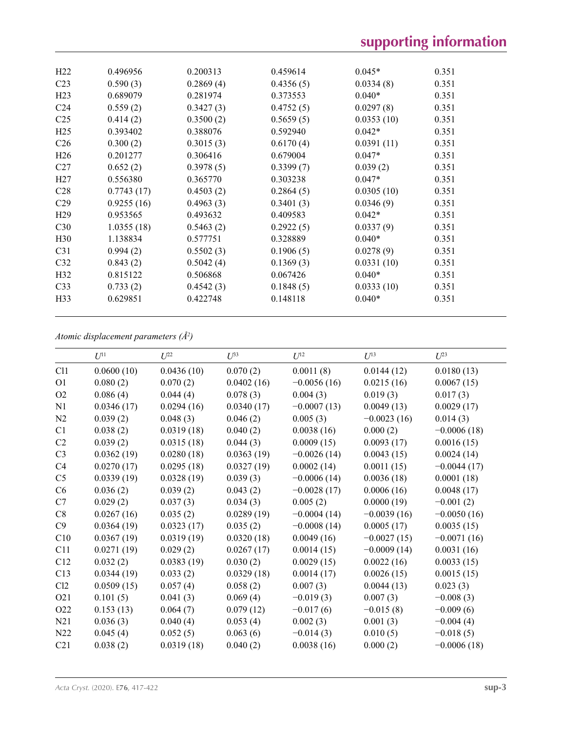| | | | | | |
|---|---|---|---|---|---|
| H22 | 0.496956 | 0.200313 | 0.459614 | 0.045* | 0.351 |
| C23 | 0.590 (3) | 0.2869 (4) | 0.4356 (5) | 0.0334 (8) | 0.351 |
| H23 | 0.689079 | 0.281974 | 0.373553 | 0.040* | 0.351 |
| C24 | 0.559 (2) | 0.3427 (3) | 0.4752 (5) | 0.0297 (8) | 0.351 |
| C25 | 0.414 (2) | 0.3500 (2) | 0.5659 (5) | 0.0353 (10) | 0.351 |
| H25 | 0.393402 | 0.388076 | 0.592940 | 0.042* | 0.351 |
| C26 | 0.300 (2) | 0.3015 (3) | 0.6170 (4) | 0.0391 (11) | 0.351 |
| H26 | 0.201277 | 0.306416 | 0.679004 | 0.047* | 0.351 |
| C27 | 0.652 (2) | 0.3978 (5) | 0.3399 (7) | 0.039 (2) | 0.351 |
| H27 | 0.556380 | 0.365770 | 0.303238 | 0.047* | 0.351 |
| C28 | 0.7743 (17) | 0.4503 (2) | 0.2864 (5) | 0.0305 (10) | 0.351 |
| C29 | 0.9255 (16) | 0.4963 (3) | 0.3401 (3) | 0.0346 (9) | 0.351 |
| H29 | 0.953565 | 0.493632 | 0.409583 | 0.042* | 0.351 |
| C30 | 1.0355 (18) | 0.5463 (2) | 0.2922 (5) | 0.0337 (9) | 0.351 |
| H30 | 1.138834 | 0.577751 | 0.328889 | 0.040* | 0.351 |
| C31 | 0.994 (2) | 0.5502 (3) | 0.1906 (5) | 0.0278 (9) | 0.351 |
| C32 | 0.843 (2) | 0.5042 (4) | 0.1369 (3) | 0.0331 (10) | 0.351 |
| H32 | 0.815122 | 0.506868 | 0.067426 | 0.040* | 0.351 |
| C33 | 0.733 (2) | 0.4542 (3) | 0.1848 (5) | 0.0333 (10) | 0.351 |
| H33 | 0.629851 | 0.422748 | 0.148118 | 0.040* | 0.351 |

*Atomic displacement parameters (Å²)*

| | $U^{11}$ | $U^{22}$ | $U^{33}$ | $U^{12}$ | $U^{13}$ | $U^{23}$ |
|---|---|---|---|---|---|---|
| Cl1 | 0.0600 (10) | 0.0436 (10) | 0.070 (2) | 0.0011 (8) | 0.0144 (12) | 0.0180 (13) |
| O1 | 0.080 (2) | 0.070 (2) | 0.0402 (16) | −0.0056 (16) | 0.0215 (16) | 0.0067 (15) |
| O2 | 0.086 (4) | 0.044 (4) | 0.078 (3) | 0.004 (3) | 0.019 (3) | 0.017 (3) |
| N1 | 0.0346 (17) | 0.0294 (16) | 0.0340 (17) | −0.0007 (13) | 0.0049 (13) | 0.0029 (17) |
| N2 | 0.039 (2) | 0.048 (3) | 0.046 (2) | 0.005 (3) | −0.0023 (16) | 0.014 (3) |
| C1 | 0.038 (2) | 0.0319 (18) | 0.040 (2) | 0.0038 (16) | 0.000 (2) | −0.0006 (18) |
| C2 | 0.039 (2) | 0.0315 (18) | 0.044 (3) | 0.0009 (15) | 0.0093 (17) | 0.0016 (15) |
| C3 | 0.0362 (19) | 0.0280 (18) | 0.0363 (19) | −0.0026 (14) | 0.0043 (15) | 0.0024 (14) |
| C4 | 0.0270 (17) | 0.0295 (18) | 0.0327 (19) | 0.0002 (14) | 0.0011 (15) | −0.0044 (17) |
| C5 | 0.0339 (19) | 0.0328 (19) | 0.039 (3) | −0.0006 (14) | 0.0036 (18) | 0.0001 (18) |
| C6 | 0.036 (2) | 0.039 (2) | 0.043 (2) | −0.0028 (17) | 0.0006 (16) | 0.0048 (17) |
| C7 | 0.029 (2) | 0.037 (3) | 0.034 (3) | 0.005 (2) | 0.0000 (19) | −0.001 (2) |
| C8 | 0.0267 (16) | 0.035 (2) | 0.0289 (19) | −0.0004 (14) | −0.0039 (16) | −0.0050 (16) |
| C9 | 0.0364 (19) | 0.0323 (17) | 0.035 (2) | −0.0008 (14) | 0.0005 (17) | 0.0035 (15) |
| C10 | 0.0367 (19) | 0.0319 (19) | 0.0320 (18) | 0.0049 (16) | −0.0027 (15) | −0.0071 (16) |
| C11 | 0.0271 (19) | 0.029 (2) | 0.0267 (17) | 0.0014 (15) | −0.0009 (14) | 0.0031 (16) |
| C12 | 0.032 (2) | 0.0383 (19) | 0.030 (2) | 0.0029 (15) | 0.0022 (16) | 0.0033 (15) |
| C13 | 0.0344 (19) | 0.033 (2) | 0.0329 (18) | 0.0014 (17) | 0.0026 (15) | 0.0015 (15) |
| Cl2 | 0.0509 (15) | 0.057 (4) | 0.058 (2) | 0.007 (3) | 0.0044 (13) | 0.023 (3) |
| O21 | 0.101 (5) | 0.041 (3) | 0.069 (4) | −0.019 (3) | 0.007 (3) | −0.008 (3) |
| O22 | 0.153 (13) | 0.064 (7) | 0.079 (12) | −0.017 (6) | −0.015 (8) | −0.009 (6) |
| N21 | 0.036 (3) | 0.040 (4) | 0.053 (4) | 0.002 (3) | 0.001 (3) | −0.004 (4) |
| N22 | 0.045 (4) | 0.052 (5) | 0.063 (6) | −0.014 (3) | 0.010 (5) | −0.018 (5) |
| C21 | 0.038 (2) | 0.0319 (18) | 0.040 (2) | 0.0038 (16) | 0.000 (2) | −0.0006 (18) |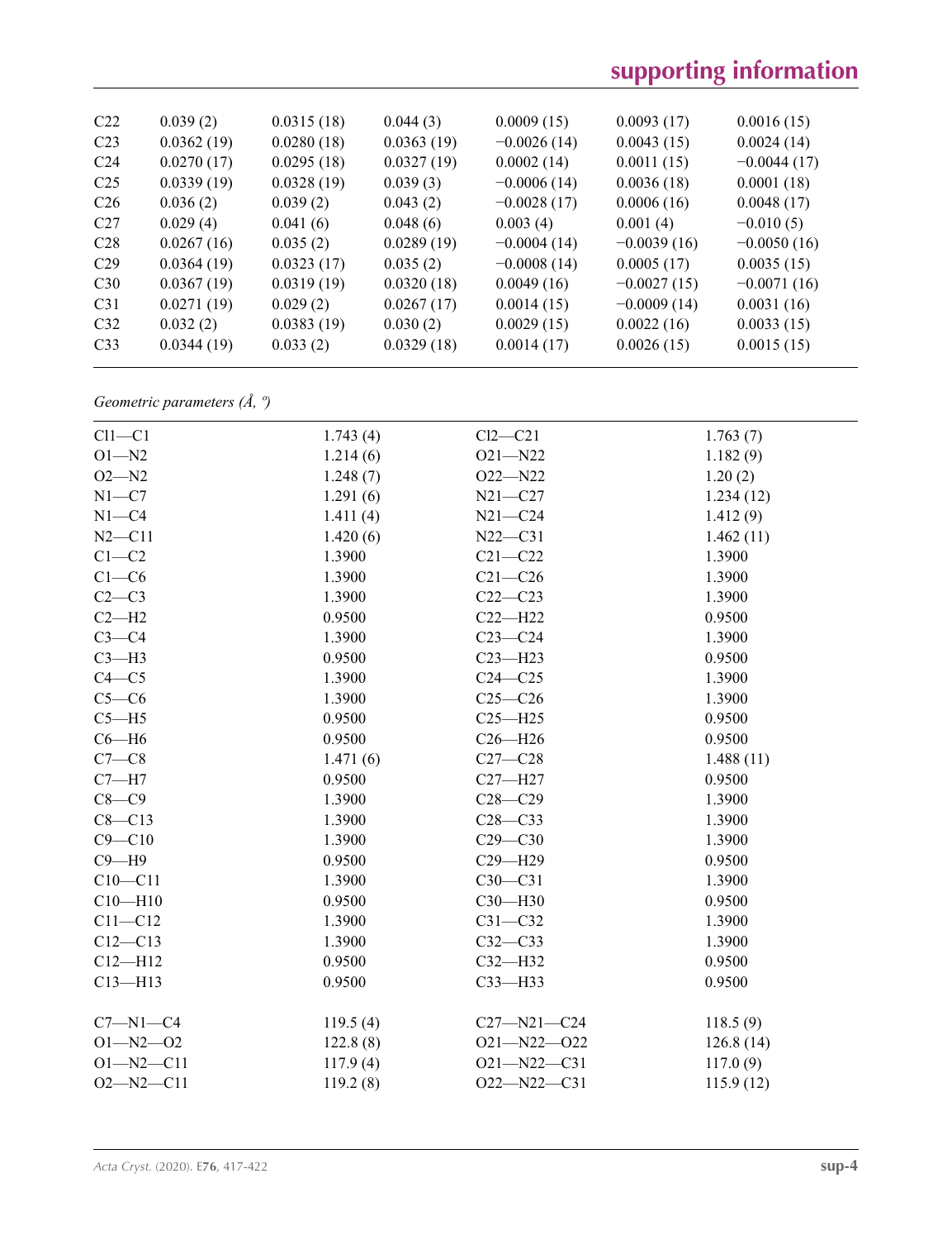| | | | | | | |
|---|---|---|---|---|---|---|
| C22 | 0.039 (2) | 0.0315 (18) | 0.044 (3) | 0.0009 (15) | 0.0093 (17) | 0.0016 (15) |
| C23 | 0.0362 (19) | 0.0280 (18) | 0.0363 (19) | −0.0026 (14) | 0.0043 (15) | 0.0024 (14) |
| C24 | 0.0270 (17) | 0.0295 (18) | 0.0327 (19) | 0.0002 (14) | 0.0011 (15) | −0.0044 (17) |
| C25 | 0.0339 (19) | 0.0328 (19) | 0.039 (3) | −0.0006 (14) | 0.0036 (18) | 0.0001 (18) |
| C26 | 0.036 (2) | 0.039 (2) | 0.043 (2) | −0.0028 (17) | 0.0006 (16) | 0.0048 (17) |
| C27 | 0.029 (4) | 0.041 (6) | 0.048 (6) | 0.003 (4) | 0.001 (4) | −0.010 (5) |
| C28 | 0.0267 (16) | 0.035 (2) | 0.0289 (19) | −0.0004 (14) | −0.0039 (16) | −0.0050 (16) |
| C29 | 0.0364 (19) | 0.0323 (17) | 0.035 (2) | −0.0008 (14) | 0.0005 (17) | 0.0035 (15) |
| C30 | 0.0367 (19) | 0.0319 (19) | 0.0320 (18) | 0.0049 (16) | −0.0027 (15) | −0.0071 (16) |
| C31 | 0.0271 (19) | 0.029 (2) | 0.0267 (17) | 0.0014 (15) | −0.0009 (14) | 0.0031 (16) |
| C32 | 0.032 (2) | 0.0383 (19) | 0.030 (2) | 0.0029 (15) | 0.0022 (16) | 0.0033 (15) |
| C33 | 0.0344 (19) | 0.033 (2) | 0.0329 (18) | 0.0014 (17) | 0.0026 (15) | 0.0015 (15) |

*Geometric parameters (Å, º)*

| | | | |
|---|---|---|---|
| Cl1—C1 | 1.743 (4) | Cl2—C21 | 1.763 (7) |
| O1—N2 | 1.214 (6) | O21—N22 | 1.182 (9) |
| O2—N2 | 1.248 (7) | O22—N22 | 1.20 (2) |
| N1—C7 | 1.291 (6) | N21—C27 | 1.234 (12) |
| N1—C4 | 1.411 (4) | N21—C24 | 1.412 (9) |
| N2—C11 | 1.420 (6) | N22—C31 | 1.462 (11) |
| C1—C2 | 1.3900 | C21—C22 | 1.3900 |
| C1—C6 | 1.3900 | C21—C26 | 1.3900 |
| C2—C3 | 1.3900 | C22—C23 | 1.3900 |
| C2—H2 | 0.9500 | C22—H22 | 0.9500 |
| C3—C4 | 1.3900 | C23—C24 | 1.3900 |
| C3—H3 | 0.9500 | C23—H23 | 0.9500 |
| C4—C5 | 1.3900 | C24—C25 | 1.3900 |
| C5—C6 | 1.3900 | C25—C26 | 1.3900 |
| C5—H5 | 0.9500 | C25—H25 | 0.9500 |
| C6—H6 | 0.9500 | C26—H26 | 0.9500 |
| C7—C8 | 1.471 (6) | C27—C28 | 1.488 (11) |
| C7—H7 | 0.9500 | C27—H27 | 0.9500 |
| C8—C9 | 1.3900 | C28—C29 | 1.3900 |
| C8—C13 | 1.3900 | C28—C33 | 1.3900 |
| C9—C10 | 1.3900 | C29—C30 | 1.3900 |
| C9—H9 | 0.9500 | C29—H29 | 0.9500 |
| C10—C11 | 1.3900 | C30—C31 | 1.3900 |
| C10—H10 | 0.9500 | C30—H30 | 0.9500 |
| C11—C12 | 1.3900 | C31—C32 | 1.3900 |
| C12—C13 | 1.3900 | C32—C33 | 1.3900 |
| C12—H12 | 0.9500 | C32—H32 | 0.9500 |
| C13—H13 | 0.9500 | C33—H33 | 0.9500 |
| | | | |
| C7—N1—C4 | 119.5 (4) | C27—N21—C24 | 118.5 (9) |
| O1—N2—O2 | 122.8 (8) | O21—N22—O22 | 126.8 (14) |
| O1—N2—C11 | 117.9 (4) | O21—N22—C31 | 117.0 (9) |
| O2—N2—C11 | 119.2 (8) | O22—N22—C31 | 115.9 (12) |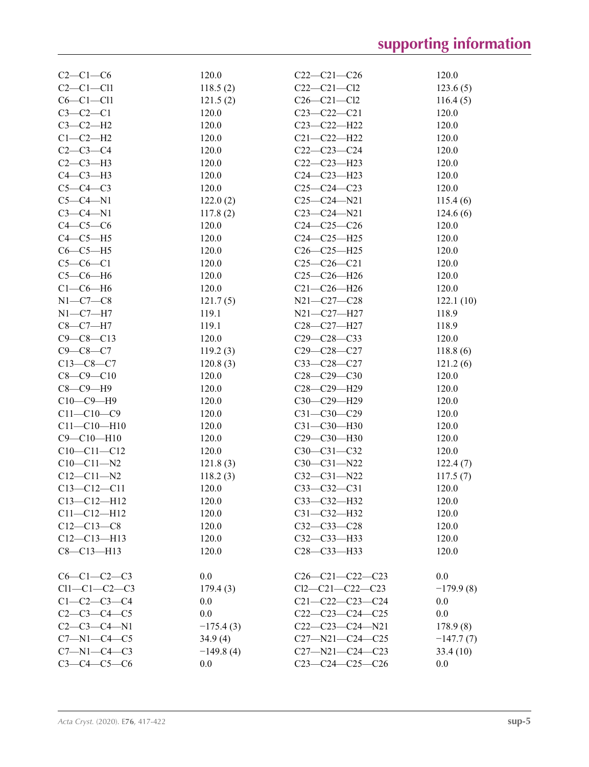| | | | |
|---|---|---|---|
| C2—C1—C6 | 120.0 | C22—C21—C26 | 120.0 |
| C2—C1—Cl1 | 118.5 (2) | C22—C21—Cl2 | 123.6 (5) |
| C6—C1—Cl1 | 121.5 (2) | C26—C21—Cl2 | 116.4 (5) |
| C3—C2—C1 | 120.0 | C23—C22—C21 | 120.0 |
| C3—C2—H2 | 120.0 | C23—C22—H22 | 120.0 |
| C1—C2—H2 | 120.0 | C21—C22—H22 | 120.0 |
| C2—C3—C4 | 120.0 | C22—C23—C24 | 120.0 |
| C2—C3—H3 | 120.0 | C22—C23—H23 | 120.0 |
| C4—C3—H3 | 120.0 | C24—C23—H23 | 120.0 |
| C5—C4—C3 | 120.0 | C25—C24—C23 | 120.0 |
| C5—C4—N1 | 122.0 (2) | C25—C24—N21 | 115.4 (6) |
| C3—C4—N1 | 117.8 (2) | C23—C24—N21 | 124.6 (6) |
| C4—C5—C6 | 120.0 | C24—C25—C26 | 120.0 |
| C4—C5—H5 | 120.0 | C24—C25—H25 | 120.0 |
| C6—C5—H5 | 120.0 | C26—C25—H25 | 120.0 |
| C5—C6—C1 | 120.0 | C25—C26—C21 | 120.0 |
| C5—C6—H6 | 120.0 | C25—C26—H26 | 120.0 |
| C1—C6—H6 | 120.0 | C21—C26—H26 | 120.0 |
| N1—C7—C8 | 121.7 (5) | N21—C27—C28 | 122.1 (10) |
| N1—C7—H7 | 119.1 | N21—C27—H27 | 118.9 |
| C8—C7—H7 | 119.1 | C28—C27—H27 | 118.9 |
| C9—C8—C13 | 120.0 | C29—C28—C33 | 120.0 |
| C9—C8—C7 | 119.2 (3) | C29—C28—C27 | 118.8 (6) |
| C13—C8—C7 | 120.8 (3) | C33—C28—C27 | 121.2 (6) |
| C8—C9—C10 | 120.0 | C28—C29—C30 | 120.0 |
| C8—C9—H9 | 120.0 | C28—C29—H29 | 120.0 |
| C10—C9—H9 | 120.0 | C30—C29—H29 | 120.0 |
| C11—C10—C9 | 120.0 | C31—C30—C29 | 120.0 |
| C11—C10—H10 | 120.0 | C31—C30—H30 | 120.0 |
| C9—C10—H10 | 120.0 | C29—C30—H30 | 120.0 |
| C10—C11—C12 | 120.0 | C30—C31—C32 | 120.0 |
| C10—C11—N2 | 121.8 (3) | C30—C31—N22 | 122.4 (7) |
| C12—C11—N2 | 118.2 (3) | C32—C31—N22 | 117.5 (7) |
| C13—C12—C11 | 120.0 | C33—C32—C31 | 120.0 |
| C13—C12—H12 | 120.0 | C33—C32—H32 | 120.0 |
| C11—C12—H12 | 120.0 | C31—C32—H32 | 120.0 |
| C12—C13—C8 | 120.0 | C32—C33—C28 | 120.0 |
| C12—C13—H13 | 120.0 | C32—C33—H33 | 120.0 |
| C8—C13—H13 | 120.0 | C28—C33—H33 | 120.0 |

| | | | |
|---|---|---|---|
| C6—C1—C2—C3 | 0.0 | C26—C21—C22—C23 | 0.0 |
| Cl1—C1—C2—C3 | 179.4 (3) | Cl2—C21—C22—C23 | −179.9 (8) |
| C1—C2—C3—C4 | 0.0 | C21—C22—C23—C24 | 0.0 |
| C2—C3—C4—C5 | 0.0 | C22—C23—C24—C25 | 0.0 |
| C2—C3—C4—N1 | −175.4 (3) | C22—C23—C24—N21 | 178.9 (8) |
| C7—N1—C4—C5 | 34.9 (4) | C27—N21—C24—C25 | −147.7 (7) |
| C7—N1—C4—C3 | −149.8 (4) | C27—N21—C24—C23 | 33.4 (10) |
| C3—C4—C5—C6 | 0.0 | C23—C24—C25—C26 | 0.0 |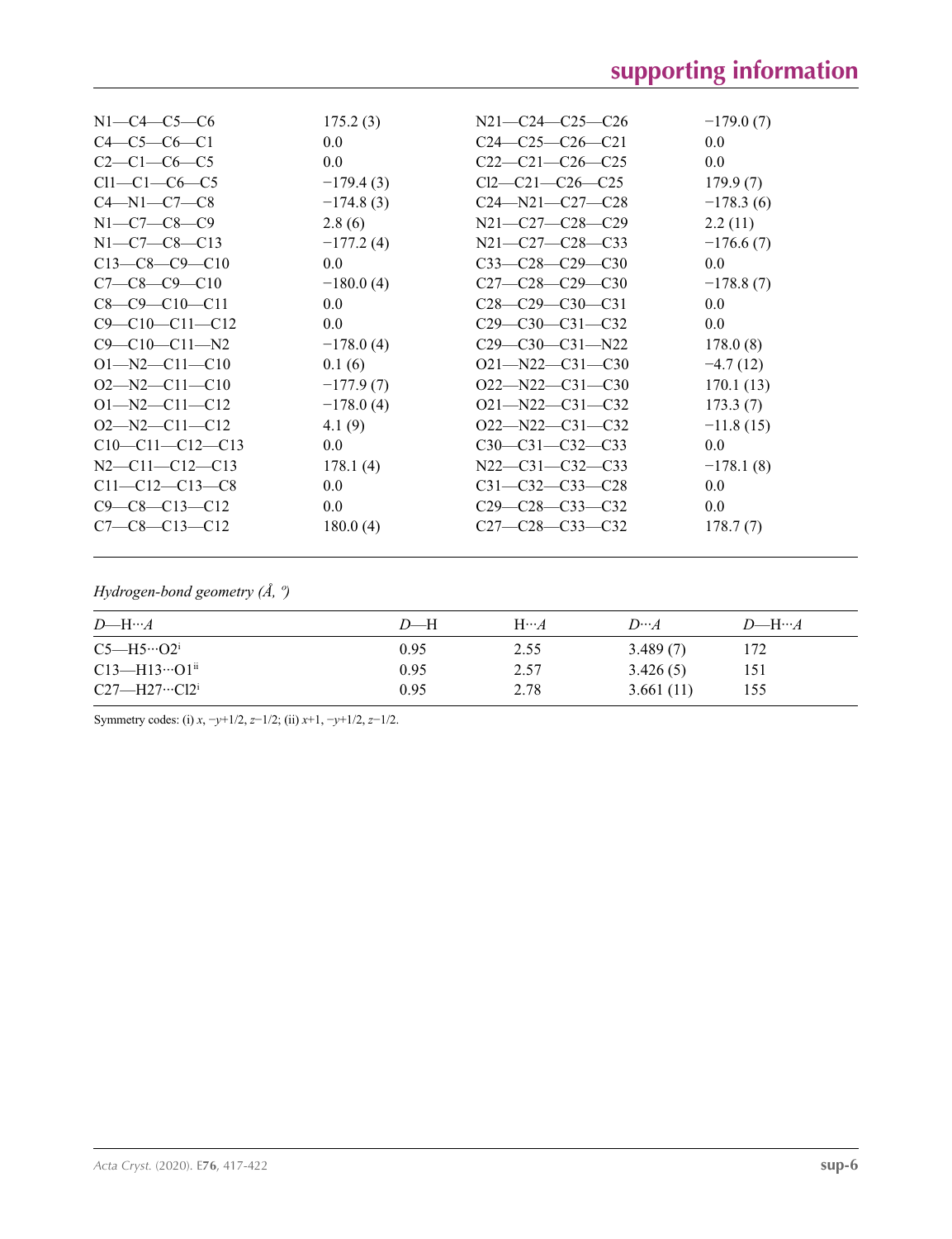| | | | |
|---|---|---|---|
| N1—C4—C5—C6 | 175.2 (3) | N21—C24—C25—C26 | −179.0 (7) |
| C4—C5—C6—C1 | 0.0 | C24—C25—C26—C21 | 0.0 |
| C2—C1—C6—C5 | 0.0 | C22—C21—C26—C25 | 0.0 |
| Cl1—C1—C6—C5 | −179.4 (3) | Cl2—C21—C26—C25 | 179.9 (7) |
| C4—N1—C7—C8 | −174.8 (3) | C24—N21—C27—C28 | −178.3 (6) |
| N1—C7—C8—C9 | 2.8 (6) | N21—C27—C28—C29 | 2.2 (11) |
| N1—C7—C8—C13 | −177.2 (4) | N21—C27—C28—C33 | −176.6 (7) |
| C13—C8—C9—C10 | 0.0 | C33—C28—C29—C30 | 0.0 |
| C7—C8—C9—C10 | −180.0 (4) | C27—C28—C29—C30 | −178.8 (7) |
| C8—C9—C10—C11 | 0.0 | C28—C29—C30—C31 | 0.0 |
| C9—C10—C11—C12 | 0.0 | C29—C30—C31—C32 | 0.0 |
| C9—C10—C11—N2 | −178.0 (4) | C29—C30—C31—N22 | 178.0 (8) |
| O1—N2—C11—C10 | 0.1 (6) | O21—N22—C31—C30 | −4.7 (12) |
| O2—N2—C11—C10 | −177.9 (7) | O22—N22—C31—C30 | 170.1 (13) |
| O1—N2—C11—C12 | −178.0 (4) | O21—N22—C31—C32 | 173.3 (7) |
| O2—N2—C11—C12 | 4.1 (9) | O22—N22—C31—C32 | −11.8 (15) |
| C10—C11—C12—C13 | 0.0 | C30—C31—C32—C33 | 0.0 |
| N2—C11—C12—C13 | 178.1 (4) | N22—C31—C32—C33 | −178.1 (8) |
| C11—C12—C13—C8 | 0.0 | C31—C32—C33—C28 | 0.0 |
| C9—C8—C13—C12 | 0.0 | C29—C28—C33—C32 | 0.0 |
| C7—C8—C13—C12 | 180.0 (4) | C27—C28—C33—C32 | 178.7 (7) |

*Hydrogen-bond geometry (Å, º)*

| *D*—H···*A* | *D*—H | H···*A* | *D*···*A* | *D*—H···*A* |
|---|---|---|---|---|
| C5—H5···O2[i] | 0.95 | 2.55 | 3.489 (7) | 172 |
| C13—H13···O1[ii] | 0.95 | 2.57 | 3.426 (5) | 151 |
| C27—H27···Cl2[i] | 0.95 | 2.78 | 3.661 (11) | 155 |

Symmetry codes: (i) *x*, −*y*+1/2, *z*−1/2; (ii) *x*+1, −*y*+1/2, *z*−1/2.